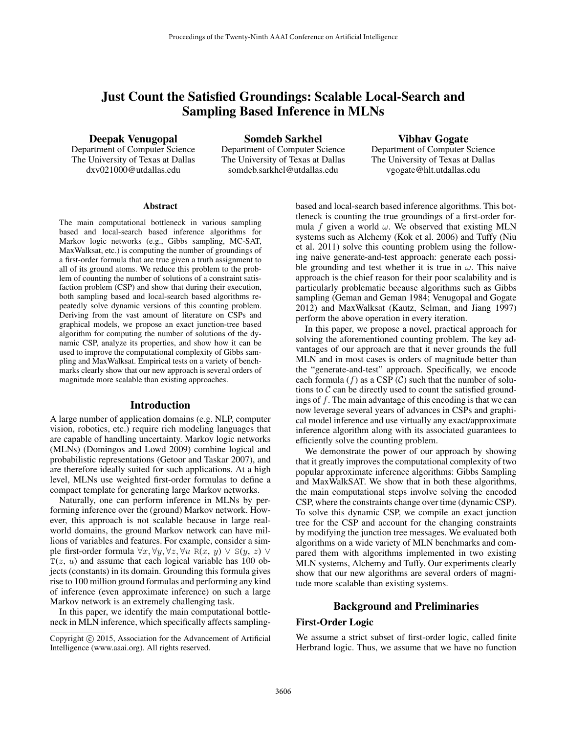# Just Count the Satisfied Groundings: Scalable Local-Search and Sampling Based Inference in MLNs

**Deepak Venugopal**
Department of Computer Science
The University of Texas at Dallas
dxv021000@utdallas.edu

**Somdeb Sarkhel**
Department of Computer Science
The University of Texas at Dallas
somdeb.sarkhel@utdallas.edu

**Vibhav Gogate**
Department of Computer Science
The University of Texas at Dallas
vgogate@hlt.utdallas.edu

## Abstract

The main computational bottleneck in various sampling based and local-search based inference algorithms for Markov logic networks (e.g., Gibbs sampling, MC-SAT, MaxWalksat, etc.) is computing the number of groundings of a first-order formula that are true given a truth assignment to all of its ground atoms. We reduce this problem to the problem of counting the number of solutions of a constraint satisfaction problem (CSP) and show that during their execution, both sampling based and local-search based algorithms repeatedly solve dynamic versions of this counting problem. Deriving from the vast amount of literature on CSPs and graphical models, we propose an exact junction-tree based algorithm for computing the number of solutions of the dynamic CSP, analyze its properties, and show how it can be used to improve the computational complexity of Gibbs sampling and MaxWalksat. Empirical tests on a variety of benchmarks clearly show that our new approach is several orders of magnitude more scalable than existing approaches.

## Introduction

A large number of application domains (e.g. NLP, computer vision, robotics, etc.) require rich modeling languages that are capable of handling uncertainty. Markov logic networks (MLNs) (Domingos and Lowd 2009) combine logical and probabilistic representations (Getoor and Taskar 2007), and are therefore ideally suited for such applications. At a high level, MLNs use weighted first-order formulas to define a compact template for generating large Markov networks.

Naturally, one can perform inference in MLNs by performing inference over the (ground) Markov network. However, this approach is not scalable because in large real-world domains, the ground Markov network can have millions of variables and features. For example, consider a simple first-order formula $\forall x, \forall y, \forall z, \forall u$ R($x$, $y$) $\vee$ S($y$, $z$) $\vee$ T($z$, $u$) and assume that each logical variable has 100 objects (constants) in its domain. Grounding this formula gives rise to 100 million ground formulas and performing any kind of inference (even approximate inference) on such a large Markov network is an extremely challenging task.

In this paper, we identify the main computational bottleneck in MLN inference, which specifically affects sampling-based and local-search based inference algorithms. This bottleneck is counting the true groundings of a first-order formula $f$ given a world $\omega$. We observed that existing MLN systems such as Alchemy (Kok et al. 2006) and Tuffy (Niu et al. 2011) solve this counting problem using the following naive generate-and-test approach: generate each possible grounding and test whether it is true in $\omega$. This naive approach is the chief reason for their poor scalability and is particularly problematic because algorithms such as Gibbs sampling (Geman and Geman 1984; Venugopal and Gogate 2012) and MaxWalksat (Kautz, Selman, and Jiang 1997) perform the above operation in every iteration.

In this paper, we propose a novel, practical approach for solving the aforementioned counting problem. The key advantages of our approach are that it never grounds the full MLN and in most cases is orders of magnitude better than the "generate-and-test" approach. Specifically, we encode each formula ($f$) as a CSP ($\mathcal{C}$) such that the number of solutions to $\mathcal{C}$ can be directly used to count the satisfied groundings of $f$. The main advantage of this encoding is that we can now leverage several years of advances in CSPs and graphical model inference and use virtually any exact/approximate inference algorithm along with its associated guarantees to efficiently solve the counting problem.

We demonstrate the power of our approach by showing that it greatly improves the computational complexity of two popular approximate inference algorithms: Gibbs Sampling and MaxWalkSAT. We show that in both these algorithms, the main computational steps involve solving the encoded CSP, where the constraints change over time (dynamic CSP). To solve this dynamic CSP, we compile an exact junction tree for the CSP and account for the changing constraints by modifying the junction tree messages. We evaluated both algorithms on a wide variety of MLN benchmarks and compared them with algorithms implemented in two existing MLN systems, Alchemy and Tuffy. Our experiments clearly show that our new algorithms are several orders of magnitude more scalable than existing systems.

## Background and Preliminaries

### First-Order Logic

We assume a strict subset of first-order logic, called finite Herbrand logic. Thus, we assume that we have no function

Copyright © 2015, Association for the Advancement of Artificial Intelligence (www.aaai.org). All rights reserved.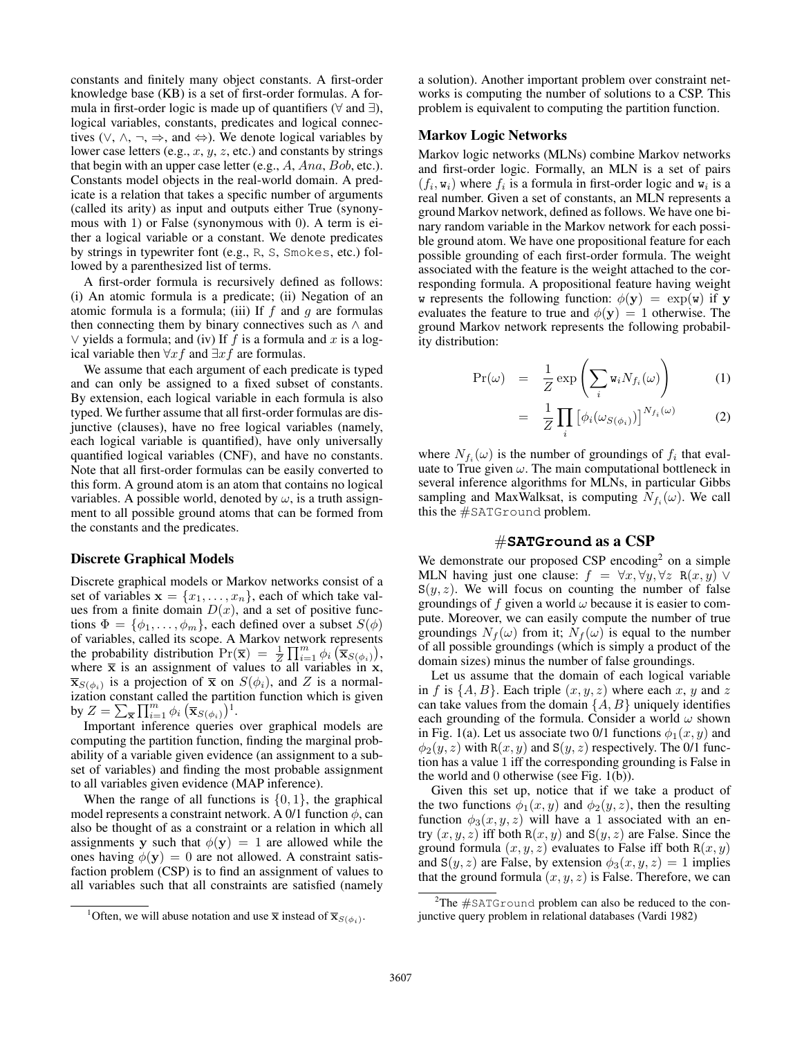constants and finitely many object constants. A first-order knowledge base (KB) is a set of first-order formulas. A formula in first-order logic is made up of quantifiers ($\forall$ and $\exists$), logical variables, constants, predicates and logical connectives ($\vee$, $\wedge$, $\neg$, $\Rightarrow$, and $\Leftrightarrow$). We denote logical variables by lower case letters (e.g., $x$, $y$, $z$, etc.) and constants by strings that begin with an upper case letter (e.g., $A$, $Ana$, $Bob$, etc.). Constants model objects in the real-world domain. A predicate is a relation that takes a specific number of arguments (called its arity) as input and outputs either True (synonymous with 1) or False (synonymous with 0). A term is either a logical variable or a constant. We denote predicates by strings in typewriter font (e.g., R, S, Smokes, etc.) followed by a parenthesized list of terms.

A first-order formula is recursively defined as follows: (i) An atomic formula is a predicate; (ii) Negation of an atomic formula is a formula; (iii) If $f$ and $g$ are formulas then connecting them by binary connectives such as $\wedge$ and $\vee$ yields a formula; and (iv) If $f$ is a formula and $x$ is a logical variable then $\forall x f$ and $\exists x f$ are formulas.

We assume that each argument of each predicate is typed and can only be assigned to a fixed subset of constants. By extension, each logical variable in each formula is also typed. We further assume that all first-order formulas are disjunctive (clauses), have no free logical variables (namely, each logical variable is quantified), have only universally quantified logical variables (CNF), and have no constants. Note that all first-order formulas can be easily converted to this form. A ground atom is an atom that contains no logical variables. A possible world, denoted by $\omega$, is a truth assignment to all possible ground atoms that can be formed from the constants and the predicates.

### Discrete Graphical Models

Discrete graphical models or Markov networks consist of a set of variables $\mathbf{x} = \{x_1, \ldots, x_n\}$, each of which take values from a finite domain $D(x)$, and a set of positive functions $\Phi = \{\phi_1, \ldots, \phi_m\}$, each defined over a subset $S(\phi)$ of variables, called its scope. A Markov network represents the probability distribution $\Pr(\overline{\mathbf{x}}) = \frac{1}{Z}\prod_{i=1}^{m}\phi_i\left(\overline{\mathbf{x}}_{S(\phi_i)}\right)$, where $\overline{\mathbf{x}}$ is an assignment of values to all variables in $\mathbf{x}$, $\overline{\mathbf{x}}_{S(\phi_i)}$ is a projection of $\overline{\mathbf{x}}$ on $S(\phi_i)$, and $Z$ is a normalization constant called the partition function which is given by $Z = \sum_{\overline{\mathbf{x}}}\prod_{i=1}^{m}\phi_i\left(\overline{\mathbf{x}}_{S(\phi_i)}\right)$[1].

Important inference queries over graphical models are computing the partition function, finding the marginal probability of a variable given evidence (an assignment to a subset of variables) and finding the most probable assignment to all variables given evidence (MAP inference).

When the range of all functions is $\{0, 1\}$, the graphical model represents a constraint network. A 0/1 function $\phi$, can also be thought of as a constraint or a relation in which all assignments $\mathbf{y}$ such that $\phi(\mathbf{y}) = 1$ are allowed while the ones having $\phi(\mathbf{y}) = 0$ are not allowed. A constraint satisfaction problem (CSP) is to find an assignment of values to all variables such that all constraints are satisfied (namely a solution). Another important problem over constraint networks is computing the number of solutions to a CSP. This problem is equivalent to computing the partition function.

### Markov Logic Networks

Markov logic networks (MLNs) combine Markov networks and first-order logic. Formally, an MLN is a set of pairs $(f_i, \mathtt{w}_i)$ where $f_i$ is a formula in first-order logic and $\mathtt{w}_i$ is a real number. Given a set of constants, an MLN represents a ground Markov network, defined as follows. We have one binary random variable in the Markov network for each possible ground atom. We have one propositional feature for each possible grounding of each first-order formula. The weight associated with the feature is the weight attached to the corresponding formula. A propositional feature having weight $\mathtt{w}$ represents the following function: $\phi(\mathbf{y}) = \exp(\mathtt{w})$ if $\mathbf{y}$ evaluates the feature to true and $\phi(\mathbf{y}) = 1$ otherwise. The ground Markov network represents the following probability distribution:

$$\Pr(\omega) = \frac{1}{Z}\exp\left(\sum_i \mathtt{w}_i N_{f_i}(\omega)\right) \quad (1)$$

$$= \frac{1}{Z}\prod_i \left[\phi_i(\omega_{S(\phi_i)})\right]^{N_{f_i}(\omega)} \quad (2)$$

where $N_{f_i}(\omega)$ is the number of groundings of $f_i$ that evaluate to True given $\omega$. The main computational bottleneck in several inference algorithms for MLNs, in particular Gibbs sampling and MaxWalksat, is computing $N_{f_i}(\omega)$. We call this the #SATGround problem.

## #SATGround as a CSP

We demonstrate our proposed CSP encoding[2] on a simple MLN having just one clause: $f = \forall x, \forall y, \forall z\ \mathtt{R}(x, y) \vee \mathtt{S}(y, z)$. We will focus on counting the number of false groundings of $f$ given a world $\omega$ because it is easier to compute. Moreover, we can easily compute the number of true groundings $N_f(\omega)$ from it; $N_f(\omega)$ is equal to the number of all possible groundings (which is simply a product of the domain sizes) minus the number of false groundings.

Let us assume that the domain of each logical variable in $f$ is $\{A, B\}$. Each triple $(x, y, z)$ where each $x$, $y$ and $z$ can take values from the domain $\{A, B\}$ uniquely identifies each grounding of the formula. Consider a world $\omega$ shown in Fig. 1(a). Let us associate two 0/1 functions $\phi_1(x, y)$ and $\phi_2(y, z)$ with $\mathtt{R}(x, y)$ and $\mathtt{S}(y, z)$ respectively. The 0/1 function has a value 1 iff the corresponding grounding is False in the world and 0 otherwise (see Fig. 1(b)).

Given this set up, notice that if we take a product of the two functions $\phi_1(x, y)$ and $\phi_2(y, z)$, then the resulting function $\phi_3(x, y, z)$ will have a 1 associated with an entry $(x, y, z)$ iff both $\mathtt{R}(x, y)$ and $\mathtt{S}(y, z)$ are False. Since the ground formula $(x, y, z)$ evaluates to False iff both $\mathtt{R}(x, y)$ and $\mathtt{S}(y, z)$ are False, by extension $\phi_3(x, y, z) = 1$ implies that the ground formula $(x, y, z)$ is False. Therefore, we can

[1] Often, we will abuse notation and use $\overline{\mathbf{x}}$ instead of $\overline{\mathbf{x}}_{S(\phi_i)}$.

[2] The #SATGround problem can also be reduced to the conjunctive query problem in relational databases (Vardi 1982)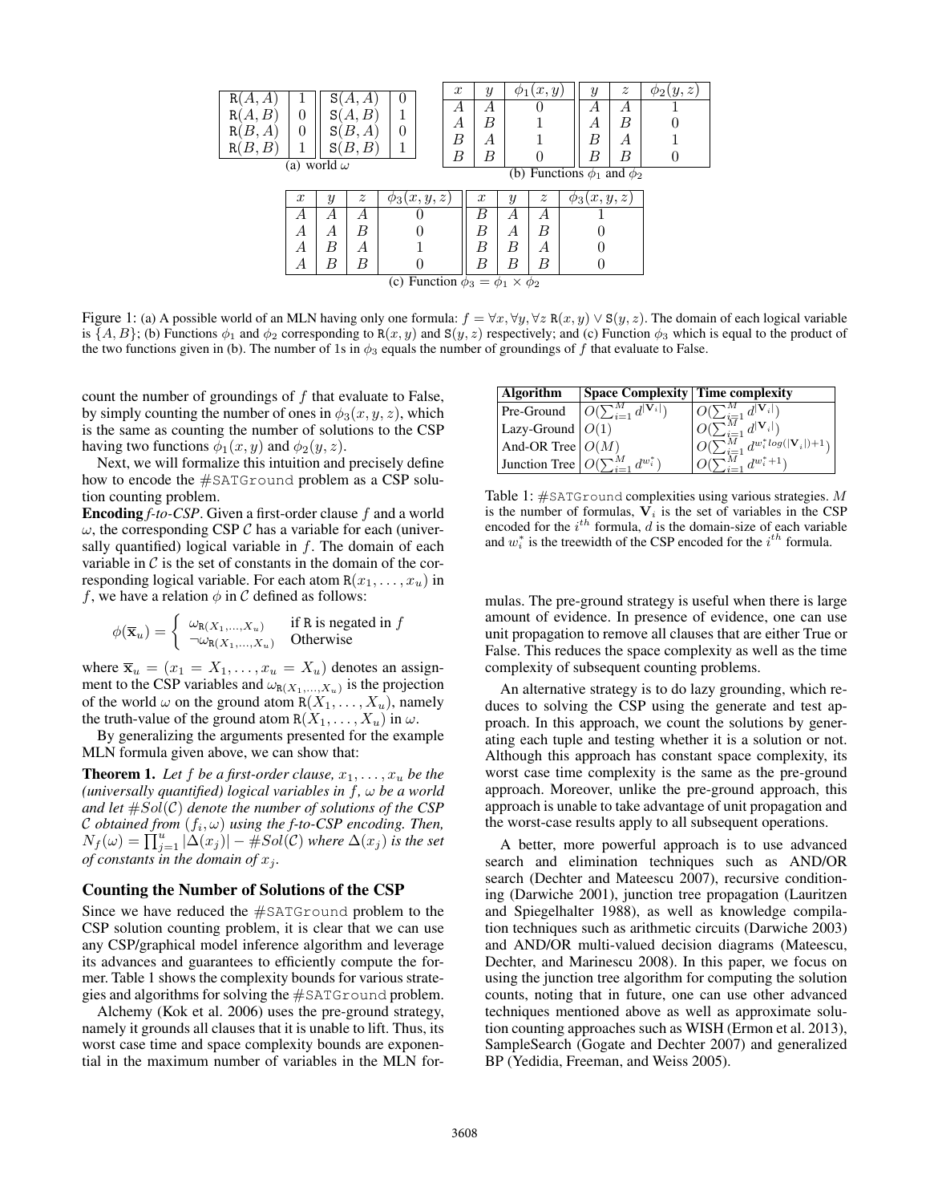| R(A, A) | 1 |
|---|---|
| R(A, B) | 0 |
| R(B, A) | 0 |
| R(B, B) | 1 |

| S(A, A) | 0 |
|---|---|
| S(A, B) | 1 |
| S(B, A) | 0 |
| S(B, B) | 1 |

(a) world $\omega$

| $x$ | $y$ | $\phi_1(x, y)$ |
|---|---|---|
| $A$ | $A$ | 0 |
| $A$ | $B$ | 1 |
| $B$ | $A$ | 1 |
| $B$ | $B$ | 0 |

| $y$ | $z$ | $\phi_2(y, z)$ |
|---|---|---|
| $A$ | $A$ | 1 |
| $A$ | $B$ | 0 |
| $B$ | $A$ | 1 |
| $B$ | $B$ | 0 |

(b) Functions $\phi_1$ and $\phi_2$

| $x$ | $y$ | $z$ | $\phi_3(x, y, z)$ | $x$ | $y$ | $z$ | $\phi_3(x, y, z)$ |
|---|---|---|---|---|---|---|---|
| $A$ | $A$ | $A$ | 0 | $B$ | $A$ | $A$ | 1 |
| $A$ | $A$ | $B$ | 0 | $B$ | $A$ | $B$ | 0 |
| $A$ | $B$ | $A$ | 1 | $B$ | $B$ | $A$ | 0 |
| $A$ | $B$ | $B$ | 0 | $B$ | $B$ | $B$ | 0 |

(c) Function $\phi_3 = \phi_1 \times \phi_2$

Figure 1: (a) A possible world of an MLN having only one formula: $f = \forall x, \forall y, \forall z$ $\texttt{R}(x, y) \vee \texttt{S}(y, z)$. The domain of each logical variable is $\{A, B\}$; (b) Functions $\phi_1$ and $\phi_2$ corresponding to $\texttt{R}(x, y)$ and $\texttt{S}(y, z)$ respectively; and (c) Function $\phi_3$ which is equal to the product of the two functions given in (b). The number of 1s in $\phi_3$ equals the number of groundings of $f$ that evaluate to False.

count the number of groundings of $f$ that evaluate to False, by simply counting the number of ones in $\phi_3(x, y, z)$, which is the same as counting the number of solutions to the CSP having two functions $\phi_1(x, y)$ and $\phi_2(y, z)$.

Next, we will formalize this intuition and precisely define how to encode the #SATGround problem as a CSP solution counting problem.

**Encoding** ***f*****-to-CSP**. Given a first-order clause $f$ and a world $\omega$, the corresponding CSP $\mathcal{C}$ has a variable for each (universally quantified) logical variable in $f$. The domain of each variable in $\mathcal{C}$ is the set of constants in the domain of the corresponding logical variable. For each atom $\texttt{R}(x_1, \ldots, x_u)$ in $f$, we have a relation $\phi$ in $\mathcal{C}$ defined as follows:

$$\phi(\overline{\mathbf{x}}_u) = \begin{cases} \omega_{\texttt{R}(X_1,\ldots,X_u)} & \text{if R is negated in } f \\ \neg\omega_{\texttt{R}(X_1,\ldots,X_u)} & \text{Otherwise} \end{cases}$$

where $\overline{\mathbf{x}}_u = (x_1 = X_1, \ldots, x_u = X_u)$ denotes an assignment to the CSP variables and $\omega_{\texttt{R}(X_1,\ldots,X_u)}$ is the projection of the world $\omega$ on the ground atom $\texttt{R}(X_1, \ldots, X_u)$, namely the truth-value of the ground atom $\texttt{R}(X_1, \ldots, X_u)$ in $\omega$.

By generalizing the arguments presented for the example MLN formula given above, we can show that:

**Theorem 1.** *Let $f$ be a first-order clause, $x_1, \ldots, x_u$ be the (universally quantified) logical variables in $f$, $\omega$ be a world and let $\#Sol(\mathcal{C})$ denote the number of solutions of the CSP $\mathcal{C}$ obtained from $(f_i, \omega)$ using the f-to-CSP encoding. Then, $N_f(\omega) = \prod_{j=1}^{u} |\Delta(x_j)| - \#Sol(\mathcal{C})$ where $\Delta(x_j)$ is the set of constants in the domain of $x_j$.*

## Counting the Number of Solutions of the CSP

Since we have reduced the #SATGround problem to the CSP solution counting problem, it is clear that we can use any CSP/graphical model inference algorithm and leverage its advances and guarantees to efficiently compute the former. Table 1 shows the complexity bounds for various strategies and algorithms for solving the #SATGround problem.

Alchemy (Kok et al. 2006) uses the pre-ground strategy, namely it grounds all clauses that it is unable to lift. Thus, its worst case time and space complexity bounds are exponential in the maximum number of variables in the MLN formulas. The pre-ground strategy is useful when there is large amount of evidence. In presence of evidence, one can use unit propagation to remove all clauses that are either True or False. This reduces the space complexity as well as the time complexity of subsequent counting problems.

| **Algorithm** | **Space Complexity** | **Time complexity** |
|---|---|---|
| Pre-Ground | $O(\sum_{i=1}^{M} d^{\lvert\mathbf{V}_i\rvert})$ | $O(\sum_{i=1}^{M} d^{\lvert\mathbf{V}_i\rvert})$ |
| Lazy-Ground | $O(1)$ | $O(\sum_{i=1}^{M} d^{\lvert\mathbf{V}_i\rvert})$ |
| And-OR Tree | $O(M)$ | $O(\sum_{i=1}^{M} d^{w_i^* log(\lvert\mathbf{V}_i\rvert)+1})$ |
| Junction Tree | $O(\sum_{i=1}^{M} d^{w_i^*})$ | $O(\sum_{i=1}^{M} d^{w_i^*+1})$ |

Table 1: #SATGround complexities using various strategies. $M$ is the number of formulas, $\mathbf{V}_i$ is the set of variables in the CSP encoded for the $i^{th}$ formula, $d$ is the domain-size of each variable and $w_i^*$ is the treewidth of the CSP encoded for the $i^{th}$ formula.

An alternative strategy is to do lazy grounding, which reduces to solving the CSP using the generate and test approach. In this approach, we count the solutions by generating each tuple and testing whether it is a solution or not. Although this approach has constant space complexity, its worst case time complexity is the same as the pre-ground approach. Moreover, unlike the pre-ground approach, this approach is unable to take advantage of unit propagation and the worst-case results apply to all subsequent operations.

A better, more powerful approach is to use advanced search and elimination techniques such as AND/OR search (Dechter and Mateescu 2007), recursive conditioning (Darwiche 2001), junction tree propagation (Lauritzen and Spiegelhalter 1988), as well as knowledge compilation techniques such as arithmetic circuits (Darwiche 2003) and AND/OR multi-valued decision diagrams (Mateescu, Dechter, and Marinescu 2008). In this paper, we focus on using the junction tree algorithm for computing the solution counts, noting that in future, one can use other advanced techniques mentioned above as well as approximate solution counting approaches such as WISH (Ermon et al. 2013), SampleSearch (Gogate and Dechter 2007) and generalized BP (Yedidia, Freeman, and Weiss 2005).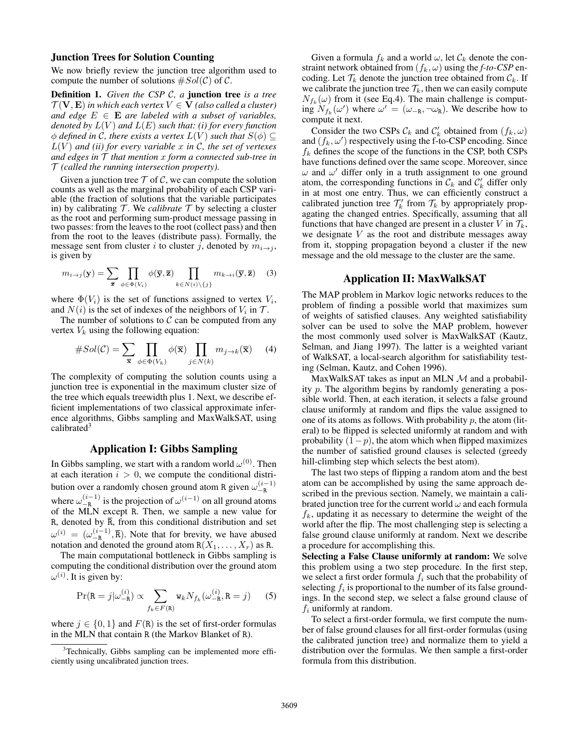### Junction Trees for Solution Counting

We now briefly review the junction tree algorithm used to compute the number of solutions $\#Sol(\mathcal{C})$ of $\mathcal{C}$.

**Definition 1.** *Given the CSP $\mathcal{C}$, a* **junction tree** *is a tree $\mathcal{T}(\mathbf{V}, \mathbf{E})$ in which each vertex $V \in \mathbf{V}$ (also called a cluster) and edge $E \in \mathbf{E}$ are labeled with a subset of variables, denoted by $L(V)$ and $L(E)$ such that: (i) for every function $\phi$ defined in $\mathcal{C}$, there exists a vertex $L(V)$ such that $S(\phi) \subseteq L(V)$ and (ii) for every variable $x$ in $\mathcal{C}$, the set of vertexes and edges in $\mathcal{T}$ that mention $x$ form a connected sub-tree in $\mathcal{T}$ (called the running intersection property).*

Given a junction tree $\mathcal{T}$ of $\mathcal{C}$, we can compute the solution counts as well as the marginal probability of each CSP variable (the fraction of solutions that the variable participates in) by calibrating $\mathcal{T}$. We *calibrate* $\mathcal{T}$ by selecting a cluster as the root and performing sum-product message passing in two passes: from the leaves to the root (collect pass) and then from the root to the leaves (distribute pass). Formally, the message sent from cluster $i$ to cluster $j$, denoted by $m_{i\to j}$, is given by

$$m_{i\to j}(\mathbf{y}) = \sum_{\mathbf{z}} \prod_{\phi \in \Phi(V_i)} \phi(\overline{\mathbf{y}}, \overline{\mathbf{z}}) \prod_{k \in N(i)\setminus\{j\}} m_{k\to i}(\overline{\mathbf{y}}, \overline{\mathbf{z}}) \quad (3)$$

where $\Phi(V_i)$ is the set of functions assigned to vertex $V_i$, and $N(i)$ is the set of indexes of the neighbors of $V_i$ in $\mathcal{T}$.

The number of solutions to $\mathcal{C}$ can be computed from any vertex $V_k$ using the following equation:

$$\#Sol(\mathcal{C}) = \sum_{\overline{\mathbf{x}}} \prod_{\phi \in \Phi(V_k)} \phi(\overline{\mathbf{x}}) \prod_{j \in N(k)} m_{j\to k}(\overline{\mathbf{x}}) \quad (4)$$

The complexity of computing the solution counts using a junction tree is exponential in the maximum cluster size of the tree which equals treewidth plus 1. Next, we describe efficient implementations of two classical approximate inference algorithms, Gibbs sampling and MaxWalkSAT, using calibrated[3]

## Application I: Gibbs Sampling

In Gibbs sampling, we start with a random world $\omega^{(0)}$. Then at each iteration $i > 0$, we compute the conditional distribution over a randomly chosen ground atom R given $\omega_{-\mathtt{R}}^{(i-1)}$ where $\omega_{-\mathtt{R}}^{(i-1)}$ is the projection of $\omega^{(i-1)}$ on all ground atoms of the MLN except R. Then, we sample a new value for R, denoted by $\overline{\mathtt{R}}$, from this conditional distribution and set $\omega^{(i)} = (\omega_{-\mathtt{R}}^{(i-1)}, \overline{\mathtt{R}})$. Note that for brevity, we have abused notation and denoted the ground atom $\mathtt{R}(X_1, \ldots, X_r)$ as R.

The main computational bottleneck in Gibbs sampling is computing the conditional distribution over the ground atom $\omega^{(i)}$. It is given by:

$$\Pr(\mathtt{R} = j|\omega_{-\mathtt{R}}^{(i)}) \propto \sum_{f_k \in F(\mathtt{R})} \mathtt{w}_k N_{f_k}(\omega_{-\mathtt{R}}^{(i)}, \mathtt{R} = j) \quad (5)$$

where $j \in \{0, 1\}$ and $F(\mathtt{R})$ is the set of first-order formulas in the MLN that contain R (the Markov Blanket of R).

[3] Technically, Gibbs sampling can be implemented more efficiently using uncalibrated junction trees.

Given a formula $f_k$ and a world $\omega$, let $\mathcal{C}_k$ denote the constraint network obtained from $(f_k, \omega)$ using the *f-to-CSP* encoding. Let $\mathcal{T}_k$ denote the junction tree obtained from $\mathcal{C}_k$. If we calibrate the junction tree $\mathcal{T}_k$, then we can easily compute $N_{f_k}(\omega)$ from it (see Eq.4). The main challenge is computing $N_{f_k}(\omega')$ where $\omega' = (\omega_{-\mathtt{R}}, \neg\omega_{\mathtt{R}})$. We describe how to compute it next.

Consider the two CSPs $\mathcal{C}_k$ and $\mathcal{C}'_k$ obtained from $(f_k, \omega)$ and $(f_k, \omega')$ respectively using the f-to-CSP encoding. Since $f_k$ defines the scope of the functions in the CSP, both CSPs have functions defined over the same scope. Moreover, since $\omega$ and $\omega'$ differ only in a truth assignment to one ground atom, the corresponding functions in $\mathcal{C}_k$ and $\mathcal{C}'_k$ differ only in at most one entry. Thus, we can efficiently construct a calibrated junction tree $\mathcal{T}'_k$ from $\mathcal{T}_k$ by appropriately propagating the changed entries. Specifically, assuming that all functions that have changed are present in a cluster $V$ in $\mathcal{T}_k$, we designate $V$ as the root and distribute messages away from it, stopping propagation beyond a cluster if the new message and the old message to the cluster are the same.

## Application II: MaxWalkSAT

The MAP problem in Markov logic networks reduces to the problem of finding a possible world that maximizes sum of weights of satisfied clauses. Any weighted satisfiability solver can be used to solve the MAP problem, however the most commonly used solver is MaxWalkSAT (Kautz, Selman, and Jiang 1997). The latter is a weighted variant of WalkSAT, a local-search algorithm for satisfiability testing (Selman, Kautz, and Cohen 1996).

MaxWalkSAT takes as input an MLN $\mathcal{M}$ and a probability $p$. The algorithm begins by randomly generating a possible world. Then, at each iteration, it selects a false ground clause uniformly at random and flips the value assigned to one of its atoms as follows. With probability $p$, the atom (literal) to be flipped is selected uniformly at random and with probability $(1-p)$, the atom which when flipped maximizes the number of satisfied ground clauses is selected (greedy hill-climbing step which selects the best atom).

The last two steps of flipping a random atom and the best atom can be accomplished by using the same approach described in the previous section. Namely, we maintain a calibrated junction tree for the current world $\omega$ and each formula $f_k$, updating it as necessary to determine the weight of the world after the flip. The most challenging step is selecting a false ground clause uniformly at random. Next we describe a procedure for accomplishing this.

**Selecting a False Clause uniformly at random:** We solve this problem using a two step procedure. In the first step, we select a first order formula $f_i$ such that the probability of selecting $f_i$ is proportional to the number of its false groundings. In the second step, we select a false ground clause of $f_i$ uniformly at random.

To select a first-order formula, we first compute the number of false ground clauses for all first-order formulas (using the calibrated junction tree) and normalize them to yield a distribution over the formulas. We then sample a first-order formula from this distribution.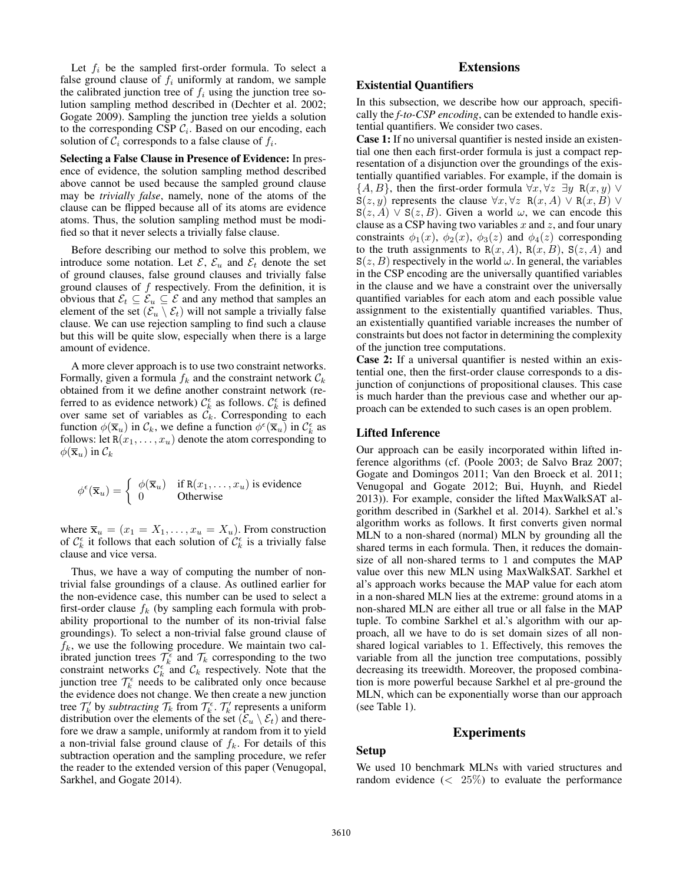Let $f_i$ be the sampled first-order formula. To select a false ground clause of $f_i$ uniformly at random, we sample the calibrated junction tree of $f_i$ using the junction tree solution sampling method described in (Dechter et al. 2002; Gogate 2009). Sampling the junction tree yields a solution to the corresponding CSP $\mathcal{C}_i$. Based on our encoding, each solution of $\mathcal{C}_i$ corresponds to a false clause of $f_i$.

**Selecting a False Clause in Presence of Evidence:** In presence of evidence, the solution sampling method described above cannot be used because the sampled ground clause may be *trivially false*, namely, none of the atoms of the clause can be flipped because all of its atoms are evidence atoms. Thus, the solution sampling method must be modified so that it never selects a trivially false clause.

Before describing our method to solve this problem, we introduce some notation. Let $\mathcal{E}$, $\mathcal{E}_u$ and $\mathcal{E}_t$ denote the set of ground clauses, false ground clauses and trivially false ground clauses of $f$ respectively. From the definition, it is obvious that $\mathcal{E}_t \subseteq \mathcal{E}_u \subseteq \mathcal{E}$ and any method that samples an element of the set $(\mathcal{E}_u \setminus \mathcal{E}_t)$ will not sample a trivially false clause. We can use rejection sampling to find such a clause but this will be quite slow, especially when there is a large amount of evidence.

A more clever approach is to use two constraint networks. Formally, given a formula $f_k$ and the constraint network $\mathcal{C}_k$ obtained from it we define another constraint network (referred to as evidence network) $\mathcal{C}_k^{\epsilon}$ as follows. $\mathcal{C}_k^{\epsilon}$ is defined over same set of variables as $\mathcal{C}_k$. Corresponding to each function $\phi(\overline{\mathbf{x}}_u)$ in $\mathcal{C}_k$, we define a function $\phi^{\epsilon}(\overline{\mathbf{x}}_u)$ in $\mathcal{C}_k^{\epsilon}$ as follows: let $\mathtt{R}(x_1, \ldots, x_u)$ denote the atom corresponding to $\phi(\overline{\mathbf{x}}_u)$ in $\mathcal{C}_k$

$$\phi^{\epsilon}(\overline{\mathbf{x}}_u) = \begin{cases} \phi(\overline{\mathbf{x}}_u) & \text{if } \mathtt{R}(x_1, \ldots, x_u) \text{ is evidence} \\ 0 & \text{Otherwise} \end{cases}$$

where $\overline{\mathbf{x}}_u = (x_1 = X_1, \ldots, x_u = X_u)$. From construction of $\mathcal{C}_k^{\epsilon}$ it follows that each solution of $\mathcal{C}_k^{\epsilon}$ is a trivially false clause and vice versa.

Thus, we have a way of computing the number of nontrivial false groundings of a clause. As outlined earlier for the non-evidence case, this number can be used to select a first-order clause $f_k$ (by sampling each formula with probability proportional to the number of its non-trivial false groundings). To select a non-trivial false ground clause of $f_k$, we use the following procedure. We maintain two calibrated junction trees $\mathcal{T}_k^{\epsilon}$ and $\mathcal{T}_k$ corresponding to the two constraint networks $\mathcal{C}_k^{\epsilon}$ and $\mathcal{C}_k$ respectively. Note that the junction tree $\mathcal{T}_k^{\epsilon}$ needs to be calibrated only once because the evidence does not change. We then create a new junction tree $\mathcal{T}_k'$ by *subtracting* $\mathcal{T}_k$ from $\mathcal{T}_k^{\epsilon}$. $\mathcal{T}_k'$ represents a uniform distribution over the elements of the set $(\mathcal{E}_u \setminus \mathcal{E}_t)$ and therefore we draw a sample, uniformly at random from it to yield a non-trivial false ground clause of $f_k$. For details of this subtraction operation and the sampling procedure, we refer the reader to the extended version of this paper (Venugopal, Sarkhel, and Gogate 2014).

## Extensions

### Existential Quantifiers

In this subsection, we describe how our approach, specifically the *f-to-CSP encoding*, can be extended to handle existential quantifiers. We consider two cases.

**Case 1:** If no universal quantifier is nested inside an existential one then each first-order formula is just a compact representation of a disjunction over the groundings of the existentially quantified variables. For example, if the domain is $\{A, B\}$, then the first-order formula $\forall x, \forall z\ \exists y\ \mathtt{R}(x, y) \vee \mathtt{S}(z, y)$ represents the clause $\forall x, \forall z\ \mathtt{R}(x, A) \vee \mathtt{R}(x, B) \vee \mathtt{S}(z, A) \vee \mathtt{S}(z, B)$. Given a world $\omega$, we can encode this clause as a CSP having two variables $x$ and $z$, and four unary constraints $\phi_1(x)$, $\phi_2(x)$, $\phi_3(z)$ and $\phi_4(z)$ corresponding to the truth assignments to $\mathtt{R}(x, A)$, $\mathtt{R}(x, B)$, $\mathtt{S}(z, A)$ and $\mathtt{S}(z, B)$ respectively in the world $\omega$. In general, the variables in the CSP encoding are the universally quantified variables in the clause and we have a constraint over the universally quantified variables for each atom and each possible value assignment to the existentially quantified variables. Thus, an existentially quantified variable increases the number of constraints but does not factor in determining the complexity of the junction tree computations.

**Case 2:** If a universal quantifier is nested within an existential one, then the first-order clause corresponds to a disjunction of conjunctions of propositional clauses. This case is much harder than the previous case and whether our approach can be extended to such cases is an open problem.

### Lifted Inference

Our approach can be easily incorporated within lifted inference algorithms (cf. (Poole 2003; de Salvo Braz 2007; Gogate and Domingos 2011; Van den Broeck et al. 2011; Venugopal and Gogate 2012; Bui, Huynh, and Riedel 2013)). For example, consider the lifted MaxWalkSAT algorithm described in (Sarkhel et al. 2014). Sarkhel et al.'s algorithm works as follows. It first converts given normal MLN to a non-shared (normal) MLN by grounding all the shared terms in each formula. Then, it reduces the domain-size of all non-shared terms to 1 and computes the MAP value over this new MLN using MaxWalkSAT. Sarkhel et al's approach works because the MAP value for each atom in a non-shared MLN lies at the extreme: ground atoms in a non-shared MLN are either all true or all false in the MAP tuple. To combine Sarkhel et al.'s algorithm with our approach, all we have to do is set domain sizes of all non-shared logical variables to 1. Effectively, this removes the variable from all the junction tree computations, possibly decreasing its treewidth. Moreover, the proposed combination is more powerful because Sarkhel et al pre-ground the MLN, which can be exponentially worse than our approach (see Table 1).

## Experiments

### Setup

We used 10 benchmark MLNs with varied structures and random evidence ($< 25\%$) to evaluate the performance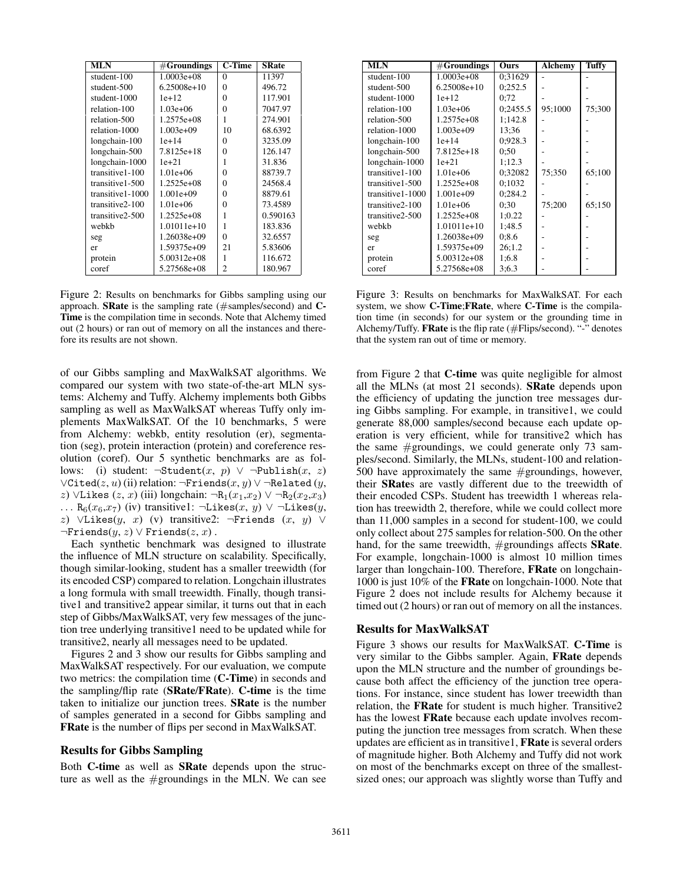| MLN | #Groundings | C-Time | SRate |
|---|---|---|---|
| student-100 | 1.0003e+08 | 0 | 11397 |
| student-500 | 6.25008e+10 | 0 | 496.72 |
| student-1000 | 1e+12 | 0 | 117.901 |
| relation-100 | 1.03e+06 | 0 | 7047.97 |
| relation-500 | 1.2575e+08 | 1 | 274.901 |
| relation-1000 | 1.003e+09 | 10 | 68.6392 |
| longchain-100 | 1e+14 | 0 | 3235.09 |
| longchain-500 | 7.8125e+18 | 0 | 126.147 |
| longchain-1000 | 1e+21 | 1 | 31.836 |
| transitive1-100 | 1.01e+06 | 0 | 88739.7 |
| transitive1-500 | 1.2525e+08 | 0 | 24568.4 |
| transitive1-1000 | 1.001e+09 | 0 | 8879.61 |
| transitive2-100 | 1.01e+06 | 0 | 73.4589 |
| transitive2-500 | 1.2525e+08 | 1 | 0.590163 |
| webkb | 1.01011e+10 | 1 | 183.836 |
| seg | 1.26038e+09 | 0 | 32.6557 |
| er | 1.59375e+09 | 21 | 5.83606 |
| protein | 5.00312e+08 | 1 | 116.672 |
| coref | 5.27568e+08 | 2 | 180.967 |

Figure 2: Results on benchmarks for Gibbs sampling using our approach. **SRate** is the sampling rate (#samples/second) and **C-Time** is the compilation time in seconds. Note that Alchemy timed out (2 hours) or ran out of memory on all the instances and therefore its results are not shown.

| MLN | #Groundings | Ours | Alchemy | Tuffy |
|---|---|---|---|---|
| student-100 | 1.0003e+08 | 0;31629 | - | - |
| student-500 | 6.25008e+10 | 0;252.5 | - | - |
| student-1000 | 1e+12 | 0;72 | - | - |
| relation-100 | 1.03e+06 | 0;2455.5 | 95;1000 | 75;300 |
| relation-500 | 1.2575e+08 | 1;142.8 | - | - |
| relation-1000 | 1.003e+09 | 13;36 | - | - |
| longchain-100 | 1e+14 | 0;928.3 | - | - |
| longchain-500 | 7.8125e+18 | 0;50 | - | - |
| longchain-1000 | 1e+21 | 1;12.3 | - | - |
| transitive1-100 | 1.01e+06 | 0;32082 | 75;350 | 65;100 |
| transitive1-500 | 1.2525e+08 | 0;1032 | - | - |
| transitive1-1000 | 1.001e+09 | 0;284.2 | - | - |
| transitive2-100 | 1.01e+06 | 0;30 | 75;200 | 65;150 |
| transitive2-500 | 1.2525e+08 | 1;0.22 | - | - |
| webkb | 1.01011e+10 | 1;48.5 | - | - |
| seg | 1.26038e+09 | 0;8.6 | - | - |
| er | 1.59375e+09 | 26;1.2 | - | - |
| protein | 5.00312e+08 | 1;6.8 | - | - |
| coref | 5.27568e+08 | 3;6.3 | - | - |

Figure 3: Results on benchmarks for MaxWalkSAT. For each system, we show **C-Time**;**FRate**, where **C-Time** is the compilation time (in seconds) for our system or the grounding time in Alchemy/Tuffy. **FRate** is the flip rate (#Flips/second). "-" denotes that the system ran out of time or memory.

of our Gibbs sampling and MaxWalkSAT algorithms. We compared our system with two state-of-the-art MLN systems: Alchemy and Tuffy. Alchemy implements both Gibbs sampling as well as MaxWalkSAT whereas Tuffy only implements MaxWalkSAT. Of the 10 benchmarks, 5 were from Alchemy: webkb, entity resolution (er), segmentation (seg), protein interaction (protein) and coreference resolution (coref). Our 5 synthetic benchmarks are as follows: (i) student: $\neg$Student($x$, $p$) $\vee$ $\neg$Publish($x$, $z$) $\vee$Cited($z$, $u$) (ii) relation: $\neg$Friends($x$, $y$) $\vee$ $\neg$Related ($y$, $z$) $\vee$Likes ($z$, $x$) (iii) longchain: $\neg \mathrm{R}_1(x_1,x_2) \vee \neg \mathrm{R}_2(x_2,x_3) \ldots \mathrm{R}_6(x_6,x_7)$ (iv) transitive1: $\neg$Likes($x$, $y$) $\vee$ $\neg$Likes($y$, $z$) $\vee$Likes($y$, $x$) (v) transitive2: $\neg$Friends ($x$, $y$) $\vee$ $\neg$Friends($y$, $z$) $\vee$ Friends($z$, $x$) .

Each synthetic benchmark was designed to illustrate the influence of MLN structure on scalability. Specifically, though similar-looking, student has a smaller treewidth (for its encoded CSP) compared to relation. Longchain illustrates a long formula with small treewidth. Finally, though transitive1 and transitive2 appear similar, it turns out that in each step of Gibbs/MaxWalkSAT, very few messages of the junction tree underlying transitive1 need to be updated while for transitive2, nearly all messages need to be updated.

Figures 2 and 3 show our results for Gibbs sampling and MaxWalkSAT respectively. For our evaluation, we compute two metrics: the compilation time (**C-Time**) in seconds and the sampling/flip rate (**SRate/FRate**). **C-time** is the time taken to initialize our junction trees. **SRate** is the number of samples generated in a second for Gibbs sampling and **FRate** is the number of flips per second in MaxWalkSAT.

### Results for Gibbs Sampling

Both **C-time** as well as **SRate** depends upon the structure as well as the #groundings in the MLN. We can see from Figure 2 that **C-time** was quite negligible for almost all the MLNs (at most 21 seconds). **SRate** depends upon the efficiency of updating the junction tree messages during Gibbs sampling. For example, in transitive1, we could generate 88,000 samples/second because each update operation is very efficient, while for transitive2 which has the same #groundings, we could generate only 73 samples/second. Similarly, the MLNs, student-100 and relation-500 have approximately the same #groundings, however, their **SRate**s are vastly different due to the treewidth of their encoded CSPs. Student has treewidth 1 whereas relation has treewidth 2, therefore, while we could collect more than 11,000 samples in a second for student-100, we could only collect about 275 samples for relation-500. On the other hand, for the same treewidth, #groundings affects **SRate**. For example, longchain-1000 is almost 10 million times larger than longchain-100. Therefore, **FRate** on longchain-1000 is just 10% of the **FRate** on longchain-1000. Note that Figure 2 does not include results for Alchemy because it timed out (2 hours) or ran out of memory on all the instances.

### Results for MaxWalkSAT

Figure 3 shows our results for MaxWalkSAT. **C-Time** is very similar to the Gibbs sampler. Again, **FRate** depends upon the MLN structure and the number of groundings because both affect the efficiency of the junction tree operations. For instance, since student has lower treewidth than relation, the **FRate** for student is much higher. Transitive2 has the lowest **FRate** because each update involves recomputing the junction tree messages from scratch. When these updates are efficient as in transitive1, **FRate** is several orders of magnitude higher. Both Alchemy and Tuffy did not work on most of the benchmarks except on three of the smallest-sized ones; our approach was slightly worse than Tuffy and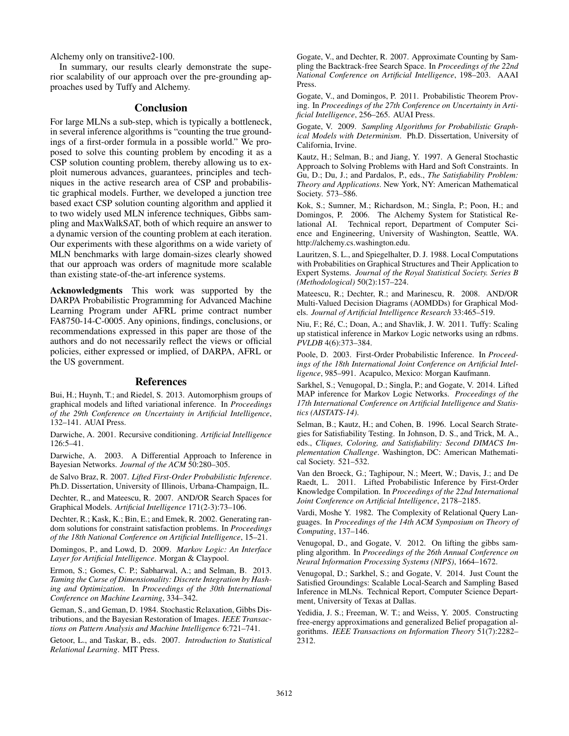Alchemy only on transitive2-100.

In summary, our results clearly demonstrate the superior scalability of our approach over the pre-grounding approaches used by Tuffy and Alchemy.

## Conclusion

For large MLNs a sub-step, which is typically a bottleneck, in several inference algorithms is "counting the true groundings of a first-order formula in a possible world." We proposed to solve this counting problem by encoding it as a CSP solution counting problem, thereby allowing us to exploit numerous advances, guarantees, principles and techniques in the active research area of CSP and probabilistic graphical models. Further, we developed a junction tree based exact CSP solution counting algorithm and applied it to two widely used MLN inference techniques, Gibbs sampling and MaxWalkSAT, both of which require an answer to a dynamic version of the counting problem at each iteration. Our experiments with these algorithms on a wide variety of MLN benchmarks with large domain-sizes clearly showed that our approach was orders of magnitude more scalable than existing state-of-the-art inference systems.

**Acknowledgments** This work was supported by the DARPA Probabilistic Programming for Advanced Machine Learning Program under AFRL prime contract number FA8750-14-C-0005. Any opinions, findings, conclusions, or recommendations expressed in this paper are those of the authors and do not necessarily reflect the views or official policies, either expressed or implied, of DARPA, AFRL or the US government.

## References

Bui, H.; Huynh, T.; and Riedel, S. 2013. Automorphism groups of graphical models and lifted variational inference. In *Proceedings of the 29th Conference on Uncertainty in Artificial Intelligence*, 132–141. AUAI Press.

Darwiche, A. 2001. Recursive conditioning. *Artificial Intelligence* 126:5–41.

Darwiche, A. 2003. A Differential Approach to Inference in Bayesian Networks. *Journal of the ACM* 50:280–305.

de Salvo Braz, R. 2007. *Lifted First-Order Probabilistic Inference*. Ph.D. Dissertation, University of Illinois, Urbana-Champaign, IL.

Dechter, R., and Mateescu, R. 2007. AND/OR Search Spaces for Graphical Models. *Artificial Intelligence* 171(2-3):73–106.

Dechter, R.; Kask, K.; Bin, E.; and Emek, R. 2002. Generating random solutions for constraint satisfaction problems. In *Proceedings of the 18th National Conference on Artificial Intelligence*, 15–21.

Domingos, P., and Lowd, D. 2009. *Markov Logic: An Interface Layer for Artificial Intelligence*. Morgan & Claypool.

Ermon, S.; Gomes, C. P.; Sabharwal, A.; and Selman, B. 2013. *Taming the Curse of Dimensionality: Discrete Integration by Hashing and Optimization*. In *Proceedings of the 30th International Conference on Machine Learning*, 334–342.

Geman, S., and Geman, D. 1984. Stochastic Relaxation, Gibbs Distributions, and the Bayesian Restoration of Images. *IEEE Transactions on Pattern Analysis and Machine Intelligence* 6:721–741.

Getoor, L., and Taskar, B., eds. 2007. *Introduction to Statistical Relational Learning*. MIT Press.

Gogate, V., and Dechter, R. 2007. Approximate Counting by Sampling the Backtrack-free Search Space. In *Proceedings of the 22nd National Conference on Artificial Intelligence*, 198–203. AAAI Press.

Gogate, V., and Domingos, P. 2011. Probabilistic Theorem Proving. In *Proceedings of the 27th Conference on Uncertainty in Artificial Intelligence*, 256–265. AUAI Press.

Gogate, V. 2009. *Sampling Algorithms for Probabilistic Graphical Models with Determinism*. Ph.D. Dissertation, University of California, Irvine.

Kautz, H.; Selman, B.; and Jiang, Y. 1997. A General Stochastic Approach to Solving Problems with Hard and Soft Constraints. In Gu, D.; Du, J.; and Pardalos, P., eds., *The Satisfiability Problem: Theory and Applications*. New York, NY: American Mathematical Society. 573–586.

Kok, S.; Sumner, M.; Richardson, M.; Singla, P.; Poon, H.; and Domingos, P. 2006. The Alchemy System for Statistical Relational AI. Technical report, Department of Computer Science and Engineering, University of Washington, Seattle, WA. http://alchemy.cs.washington.edu.

Lauritzen, S. L., and Spiegelhalter, D. J. 1988. Local Computations with Probabilities on Graphical Structures and Their Application to Expert Systems. *Journal of the Royal Statistical Society. Series B (Methodological)* 50(2):157–224.

Mateescu, R.; Dechter, R.; and Marinescu, R. 2008. AND/OR Multi-Valued Decision Diagrams (AOMDDs) for Graphical Models. *Journal of Artificial Intelligence Research* 33:465–519.

Niu, F.; Ré, C.; Doan, A.; and Shavlik, J. W. 2011. Tuffy: Scaling up statistical inference in Markov Logic networks using an rdbms. *PVLDB* 4(6):373–384.

Poole, D. 2003. First-Order Probabilistic Inference. In *Proceedings of the 18th International Joint Conference on Artificial Intelligence*, 985–991. Acapulco, Mexico: Morgan Kaufmann.

Sarkhel, S.; Venugopal, D.; Singla, P.; and Gogate, V. 2014. Lifted MAP inference for Markov Logic Networks. *Proceedings of the 17th International Conference on Artificial Intelligence and Statistics (AISTATS-14)*.

Selman, B.; Kautz, H.; and Cohen, B. 1996. Local Search Strategies for Satisfiability Testing. In Johnson, D. S., and Trick, M. A., eds., *Cliques, Coloring, and Satisfiability: Second DIMACS Implementation Challenge*. Washington, DC: American Mathematical Society. 521–532.

Van den Broeck, G.; Taghipour, N.; Meert, W.; Davis, J.; and De Raedt, L. 2011. Lifted Probabilistic Inference by First-Order Knowledge Compilation. In *Proceedings of the 22nd International Joint Conference on Artificial Intelligence*, 2178–2185.

Vardi, Moshe Y. 1982. The Complexity of Relational Query Languages. In *Proceedings of the 14th ACM Symposium on Theory of Computing*, 137–146.

Venugopal, D., and Gogate, V. 2012. On lifting the gibbs sampling algorithm. In *Proceedings of the 26th Annual Conference on Neural Information Processing Systems (NIPS)*, 1664–1672.

Venugopal, D.; Sarkhel, S.; and Gogate, V. 2014. Just Count the Satisfied Groundings: Scalable Local-Search and Sampling Based Inference in MLNs. Technical Report, Computer Science Department, University of Texas at Dallas.

Yedidia, J. S.; Freeman, W. T.; and Weiss, Y. 2005. Constructing free-energy approximations and generalized Belief propagation algorithms. *IEEE Transactions on Information Theory* 51(7):2282–2312.